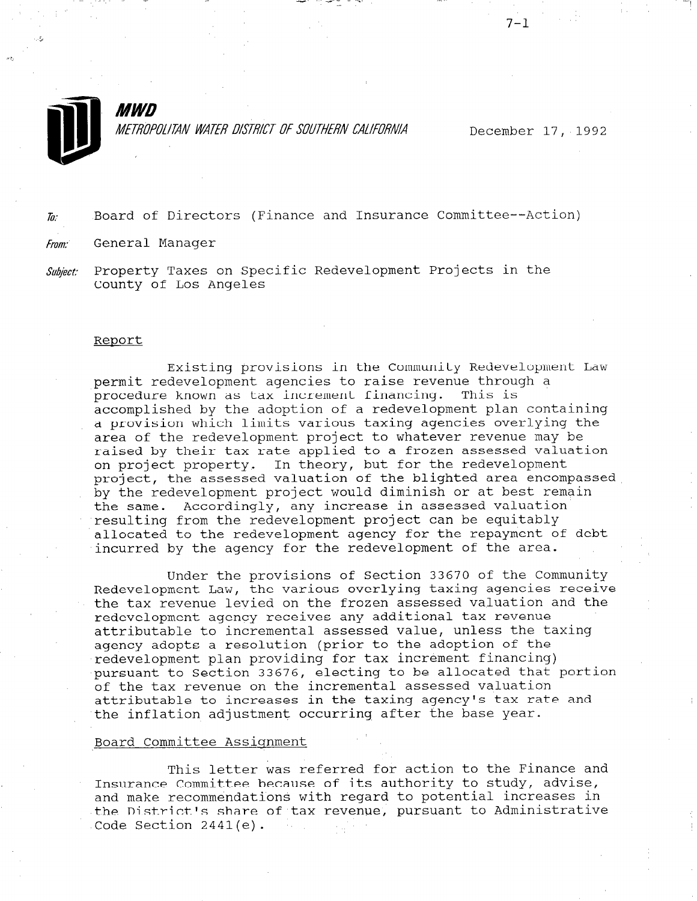**MWD**

*METROPOLITAN WATER DISTRICT OF SOUTHERN CALIFORNIA*

December 17, 1992

*To:* Board of Directors (Finance and Insurance Committee--Action)

*From:* General Manager

*Subject:* Property Taxes on Specific Redevelopment Projects in the County of Los Angeles

## Report

Existing provisions in the Community Redevelopment Law permit redevelopment agencies to raise revenue through a procedure known as tax increment financing. This is accomplished by the adoption of a redevelopment plan containing a provision which limits various taxing agencies overlying the area of the redevelopment project to whatever revenue may be raised by their tax rate applied to a frozen assessed valuation on project property. In theory, but for the redevelopment project, the assessed valuation of the blighted area encompassed by the redevelopment project would diminish or at best remain the same. Accordingly, any increase in assessed valuation resulting from the redevelopment project can be equitably allocated to the redevelopment agency for the repayment of debt incurred by the agency for the redevelopment of the area.

Under the provisions of Section 33670 of the Community Redevelopment Law, the various overlying taxing agencies receive the tax revenue levied on the frozen assessed valuation and the redevelopment agency receives any additional tax revenue attributable to incremental assessed value, unless the taxing agency adopts a resolution (prior to the adoption of the redevelopment plan providing for tax increment financing) pursuant to Section 33676, electing to be allocated that portion of the tax revenue on the incremental assessed valuation attributable to increases in the taxing agency's tax rate and the inflation adjustment occurring after the base year.

## Board Committee Assignment

This letter was referred for action to the Finance and Insurance Committee because of its authority to study, advise, and make recommendations with regard to potential increases in the District's share of tax revenue, pursuant to Administrative Code Section 2441(e).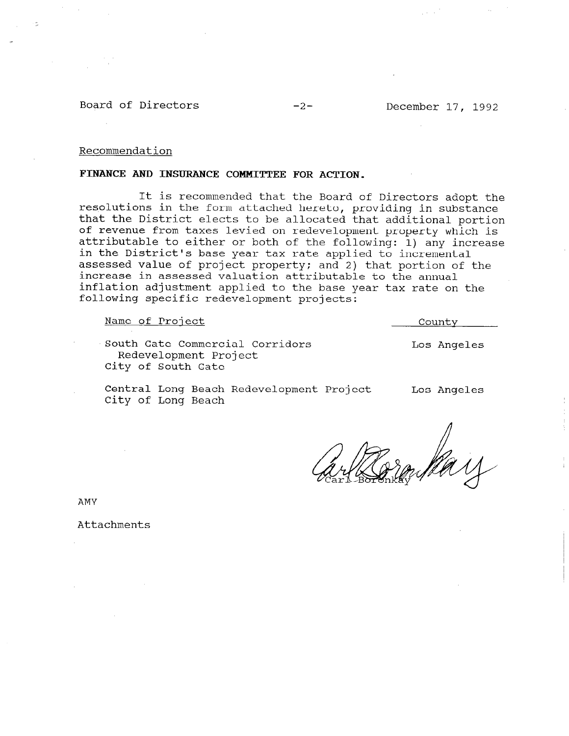Recommendation

**FINANCE AND INSURANCE COMMITTEE FOR ACTION.**

It is recommended that the Board of Directors adopt the resolutions in the form attached hereto, providing in substance that the District elects to be allocated that additional portion of revenue from taxes levied on redevelopment property which is attributable to either or both of the following: 1) any increase in the District's base year tax rate applied to incremental assessed value of project property; and 2) that portion of the increase in assessed valuation attributable to the annual inflation adjustment applied to the base year tax rate on the following specific redevelopment projects:

| Name of Project | County |
|---|---|
| South Gate Commercial Corridors Redevelopment Project City of South Gate | Los Angeles |
| Central Long Beach Redevelopment Project City of Long Beach | Los Angeles |

Carl Boronkay

AMY

Attachments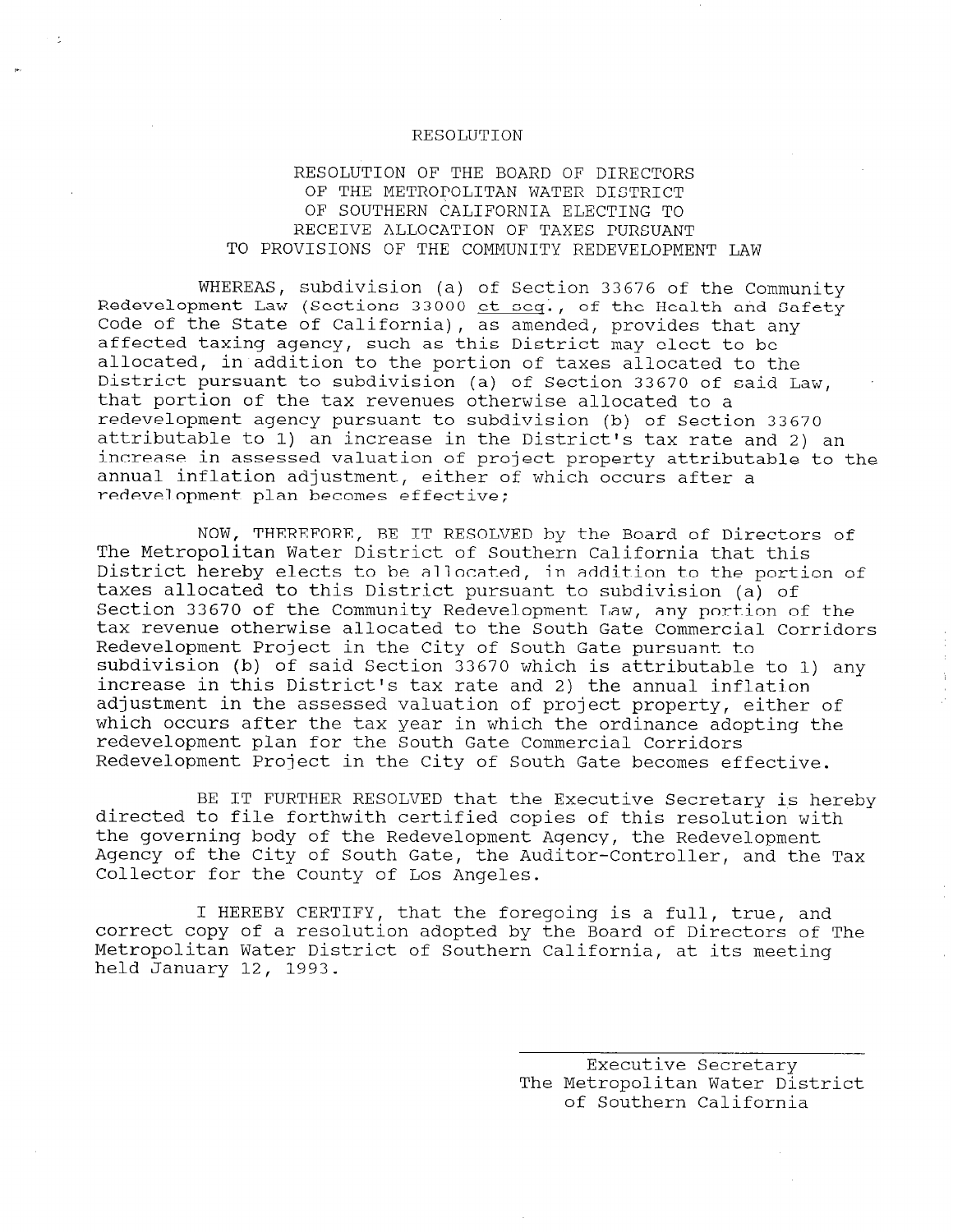RESOLUTION

RESOLUTION OF THE BOARD OF DIRECTORS OF THE METROPOLITAN WATER DISTRICT OF SOUTHERN CALIFORNIA ELECTING TO RECEIVE ALLOCATION OF TAXES PURSUANT TO PROVISIONS OF THE COMMUNITY REDEVELOPMENT LAW

WHEREAS, subdivision (a) of Section 33676 of the Community Redevelopment Law (Sections 33000 *et seq.*, of the Health and Safety Code of the State of California), as amended, provides that any affected taxing agency, such as this District may elect to be allocated, in addition to the portion of taxes allocated to the District pursuant to subdivision (a) of Section 33670 of said Law, that portion of the tax revenues otherwise allocated to a redevelopment agency pursuant to subdivision (b) of Section 33670 attributable to 1) an increase in the District's tax rate and 2) an increase in assessed valuation of project property attributable to the annual inflation adjustment, either of which occurs after a redevelopment plan becomes effective;

NOW, THEREFORE, BE IT RESOLVED by the Board of Directors of The Metropolitan Water District of Southern California that this District hereby elects to be allocated, in addition to the portion of taxes allocated to this District pursuant to subdivision (a) of Section 33670 of the Community Redevelopment Law, any portion of the tax revenue otherwise allocated to the South Gate Commercial Corridors Redevelopment Project in the City of South Gate pursuant to subdivision (b) of said Section 33670 which is attributable to 1) any increase in this District's tax rate and 2) the annual inflation adjustment in the assessed valuation of project property, either of which occurs after the tax year in which the ordinance adopting the redevelopment plan for the South Gate Commercial Corridors Redevelopment Project in the City of South Gate becomes effective.

BE IT FURTHER RESOLVED that the Executive Secretary is hereby directed to file forthwith certified copies of this resolution with the governing body of the Redevelopment Agency, the Redevelopment Agency of the City of South Gate, the Auditor-Controller, and the Tax Collector for the County of Los Angeles.

I HEREBY CERTIFY, that the foregoing is a full, true, and correct copy of a resolution adopted by the Board of Directors of The Metropolitan Water District of Southern California, at its meeting held January 12, 1993.

Executive Secretary
The Metropolitan Water District of Southern California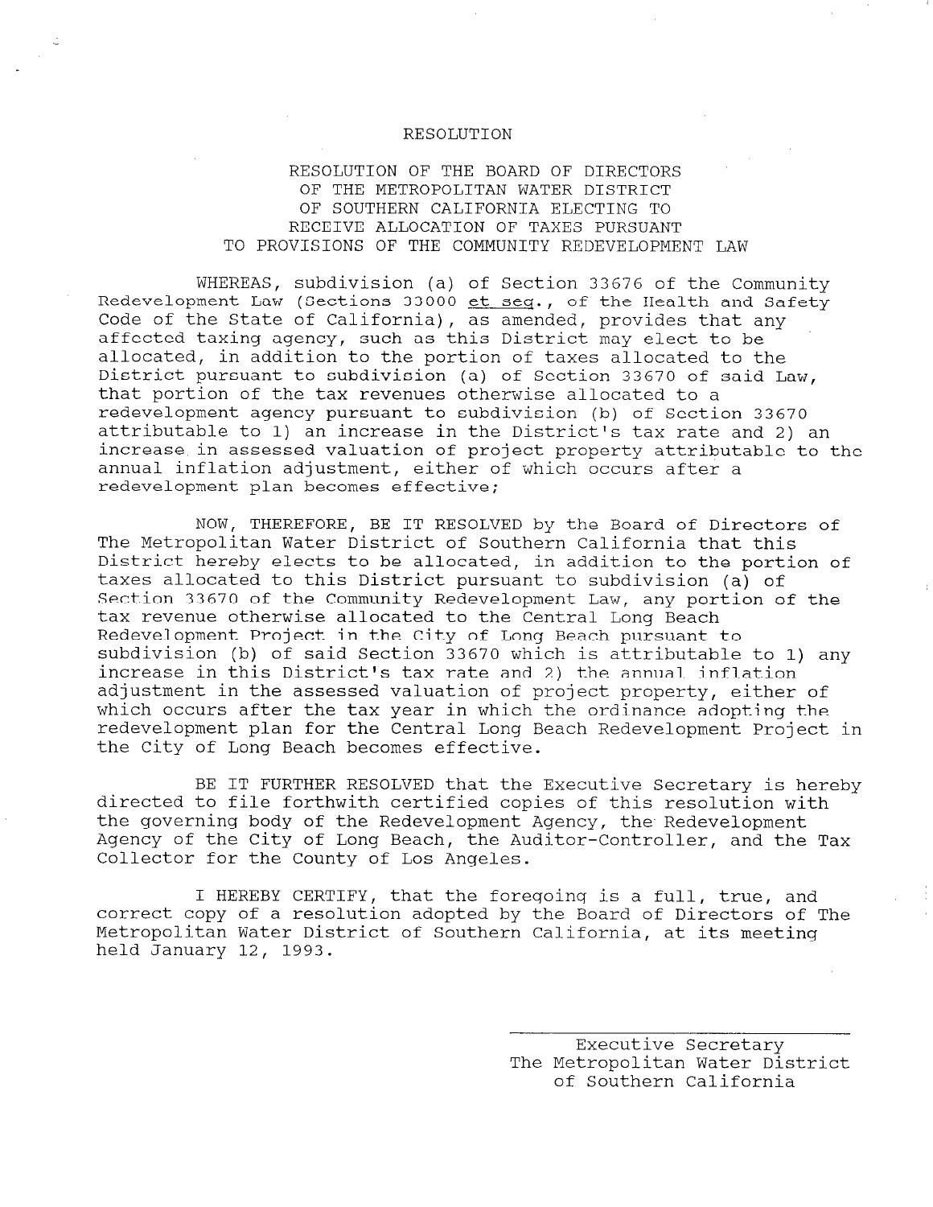# RESOLUTION

## RESOLUTION OF THE BOARD OF DIRECTORS OF THE METROPOLITAN WATER DISTRICT OF SOUTHERN CALIFORNIA ELECTING TO RECEIVE ALLOCATION OF TAXES PURSUANT TO PROVISIONS OF THE COMMUNITY REDEVELOPMENT LAW

WHEREAS, subdivision (a) of Section 33676 of the Community Redevelopment Law (Sections 33000 et seq., of the Health and Safety Code of the State of California), as amended, provides that any affected taxing agency, such as this District may elect to be allocated, in addition to the portion of taxes allocated to the District pursuant to subdivision (a) of Section 33670 of said Law, that portion of the tax revenues otherwise allocated to a redevelopment agency pursuant to subdivision (b) of Section 33670 attributable to 1) an increase in the District's tax rate and 2) an increase in assessed valuation of project property attributable to the annual inflation adjustment, either of which occurs after a redevelopment plan becomes effective;

NOW, THEREFORE, BE IT RESOLVED by the Board of Directors of The Metropolitan Water District of Southern California that this District hereby elects to be allocated, in addition to the portion of taxes allocated to this District pursuant to subdivision (a) of Section 33670 of the Community Redevelopment Law, any portion of the tax revenue otherwise allocated to the Central Long Beach Redevelopment Project in the City of Long Beach pursuant to subdivision (b) of said Section 33670 which is attributable to 1) any increase in this District's tax rate and 2) the annual inflation adjustment in the assessed valuation of project property, either of which occurs after the tax year in which the ordinance adopting the redevelopment plan for the Central Long Beach Redevelopment Project in the City of Long Beach becomes effective.

BE IT FURTHER RESOLVED that the Executive Secretary is hereby directed to file forthwith certified copies of this resolution with the governing body of the Redevelopment Agency, the Redevelopment Agency of the City of Long Beach, the Auditor-Controller, and the Tax Collector for the County of Los Angeles.

I HEREBY CERTIFY, that the foregoing is a full, true, and correct copy of a resolution adopted by the Board of Directors of The Metropolitan Water District of Southern California, at its meeting held January 12, 1993.

Executive Secretary
The Metropolitan Water District of Southern California